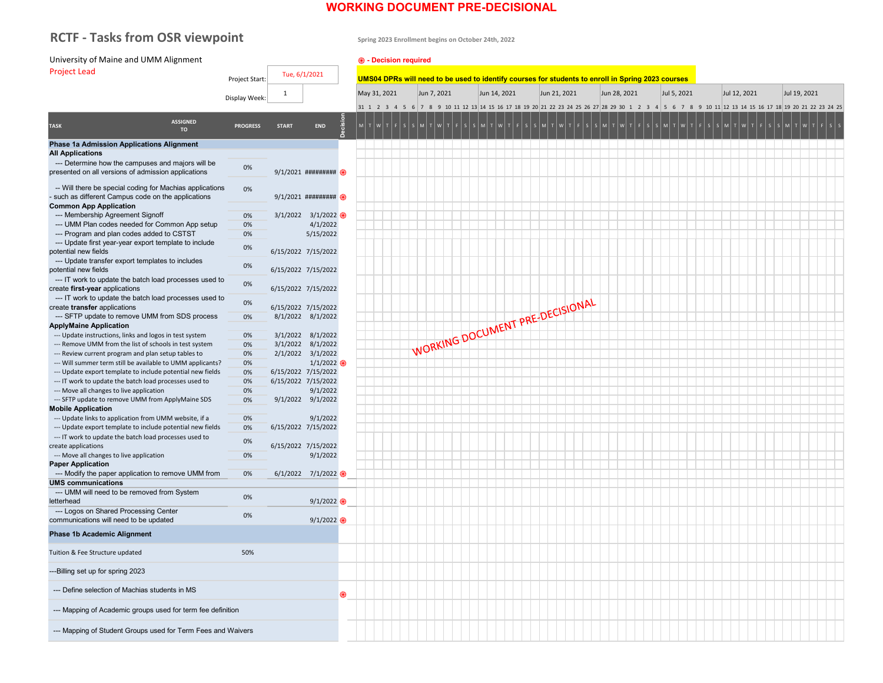**WORKING DOCUMENT PRE-DECISIONAL**

# RCTF - Tasks from OSR viewpoint

Spring 2023 Enrollment begins on October 24th, 2022

University of Maine and UMM Alignment

Project Lead

❀ - Decision required

Project Start: Tue, 6/1/2021

Display Week: 1

**UMS04 DPRs will need to be used to identify courses for students to enroll in Spring 2023 courses**

| TASK | ASSIGNED TO | PROGRESS | START | END | Decision |
|---|---|---|---|---|---|
| **Phase 1a Admission Applications Alignment** | | | | | |
| **All Applications** | | | | | |
| --- Determine how the campuses and majors will be presented on all versions of admission applications | | 0% | 9/1/2021 | ######### | ❀ |
| -- Will there be special coding for Machias applications - such as different Campus code on the applications | | 0% | 9/1/2021 | ######### | ❀ |
| **Common App Application** | | | | | |
| --- Membership Agreement Signoff | | 0% | 3/1/2022 | 3/1/2022 | ❀ |
| --- UMM Plan codes needed for Common App setup | | 0% | | 4/1/2022 | |
| --- Program and plan codes added to CSTST | | 0% | | 5/15/2022 | |
| --- Update first year-year export template to include potential new fields | | 0% | 6/15/2022 | 7/15/2022 | |
| --- Update transfer export templates to includes potential new fields | | 0% | 6/15/2022 | 7/15/2022 | |
| --- IT work to update the batch load processes used to create **first-year** applications | | 0% | 6/15/2022 | 7/15/2022 | |
| --- IT work to update the batch load processes used to create **transfer** applications | | 0% | 6/15/2022 | 7/15/2022 | |
| --- SFTP update to remove UMM from SDS process | | 0% | 8/1/2022 | 8/1/2022 | |
| **ApplyMaine Application** | | | | | |
| --- Update instructions, links and logos in test system | | 0% | 3/1/2022 | 8/1/2022 | |
| --- Remove UMM from the list of schools in test system | | 0% | 3/1/2022 | 8/1/2022 | |
| --- Review current program and plan setup tables to | | 0% | 2/1/2022 | 3/1/2022 | |
| --- Will summer term still be available to UMM applicants? | | 0% | | 1/1/2022 | ❀ |
| --- Update export template to include potential new fields | | 0% | 6/15/2022 | 7/15/2022 | |
| --- IT work to update the batch load processes used to | | 0% | 6/15/2022 | 7/15/2022 | |
| --- Move all changes to live application | | 0% | | 9/1/2022 | |
| --- SFTP update to remove UMM from ApplyMaine SDS | | 0% | 9/1/2022 | 9/1/2022 | |
| **Mobile Application** | | | | | |
| --- Update links to application from UMM website, if a | | 0% | | 9/1/2022 | |
| --- Update export template to include potential new fields | | 0% | 6/15/2022 | 7/15/2022 | |
| --- IT work to update the batch load processes used to create applications | | 0% | 6/15/2022 | 7/15/2022 | |
| --- Move all changes to live application | | 0% | | 9/1/2022 | |
| **Paper Application** | | | | | |
| --- Modify the paper application to remove UMM from | | 0% | 6/1/2022 | 7/1/2022 | ❀ |
| **UMS communications** | | | | | |
| --- UMM will need to be removed from System letterhead | | 0% | | 9/1/2022 | ❀ |
| --- Logos on Shared Processing Center communications will need to be updated | | 0% | | 9/1/2022 | ❀ |
| **Phase 1b Academic Alignment** | | | | | |
| Tuition & Fee Structure updated | | 50% | | | |
| ---Billing set up for spring 2023 | | | | | |
| --- Define selection of Machias students in MS | | | | | ❀ |
| --- Mapping of Academic groups used for term fee definition | | | | | |
| --- Mapping of Student Groups used for Term Fees and Waivers | | | | | |

Timeline weeks shown: May 31, 2021 · Jun 7, 2021 · Jun 14, 2021 · Jun 21, 2021 · Jun 28, 2021 · Jul 5, 2021 · Jul 12, 2021 · Jul 19, 2021

WORKING DOCUMENT PRE-DECISIONAL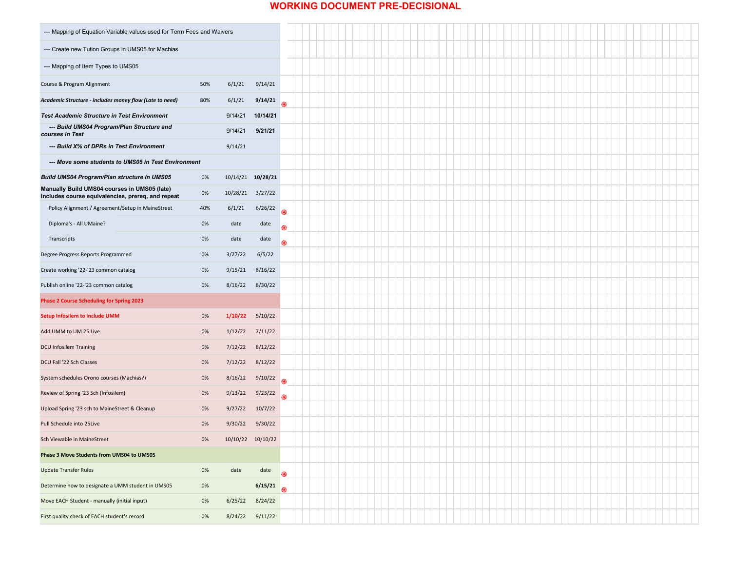# WORKING DOCUMENT PRE-DECISIONAL

| Task | % Complete | Start | End |
|---|---|---|---|
| --- Mapping of Equation Variable values used for Term Fees and Waivers | | | |
| --- Create new Tution Groups in UMS05 for Machias | | | |
| --- Mapping of Item Types to UMS05 | | | |
| Course & Program Alignment | 50% | 6/1/21 | 9/14/21 |
| ***Academic Structure - includes money flow (Late to need)*** | 80% | 6/1/21 | **9/14/21** |
| ***Test Academic Structure in Test Environment*** | | 9/14/21 | **10/14/21** |
| ***--- Build UMS04 Program/Plan Structure and courses in Test*** | | 9/14/21 | **9/21/21** |
| ***--- Build X% of DPRs in Test Environment*** | | 9/14/21 | |
| ***--- Move some students to UMS05 in Test Environment*** | | | |
| ***Build UMS04 Program/Plan structure in UMS05*** | 0% | 10/14/21 | **10/28/21** |
| **Manually Build UMS04 courses in UMS05 (late) Includes course equivalencies, prereq, and repeat** | 0% | 10/28/21 | 3/27/22 |
| Policy Alignment / Agreement/Setup in MaineStreet | 40% | 6/1/21 | 6/26/22 |
| Diploma's - All UMaine? | 0% | date | date |
| Transcripts | 0% | date | date |
| Degree Progress Reports Programmed | 0% | 3/27/22 | 6/5/22 |
| Create working '22-'23 common catalog | 0% | 9/15/21 | 8/16/22 |
| Publish online '22-'23 common catalog | 0% | 8/16/22 | 8/30/22 |
| **Phase 2 Course Scheduling for Spring 2023** | | | |
| **Setup Infosilem to include UMM** | 0% | **1/10/22** | 5/10/22 |
| Add UMM to UM 25 Live | 0% | 1/12/22 | 7/11/22 |
| DCU Infosilem Training | 0% | 7/12/22 | 8/12/22 |
| DCU Fall '22 Sch Classes | 0% | 7/12/22 | 8/12/22 |
| System schedules Orono courses (Machias?) | 0% | 8/16/22 | 9/10/22 |
| Review of Spring '23 Sch (Infosilem) | 0% | 9/13/22 | 9/23/22 |
| Upload Spring '23 sch to MaineStreet & Cleanup | 0% | 9/27/22 | 10/7/22 |
| Pull Schedule into 25Live | 0% | 9/30/22 | 9/30/22 |
| Sch Viewable in MaineStreet | 0% | 10/10/22 | 10/10/22 |
| **Phase 3 Move Students from UMS04 to UMS05** | | | |
| Update Transfer Rules | 0% | date | date |
| Determine how to designate a UMM student in UMS05 | 0% | | **6/15/21** |
| Move EACH Student - manually (initial input) | 0% | 6/25/22 | 8/24/22 |
| First quality check of EACH student's record | 0% | 8/24/22 | 9/11/22 |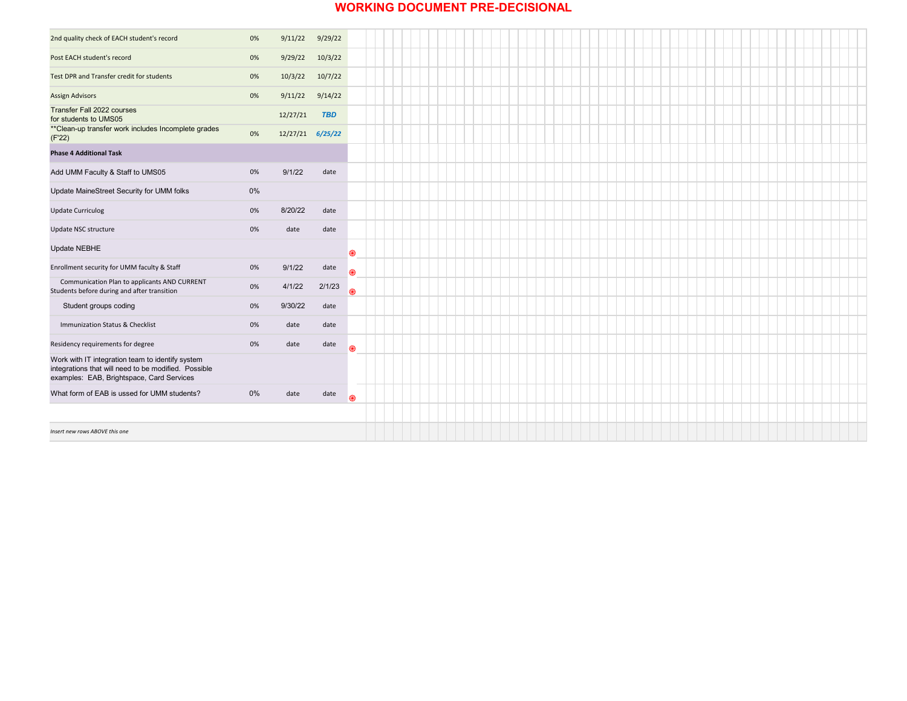**WORKING DOCUMENT PRE-DECISIONAL**

| Task | Progress | Start | End |
|---|---|---|---|
| 2nd quality check of EACH student's record | 0% | 9/11/22 | 9/29/22 |
| Post EACH student's record | 0% | 9/29/22 | 10/3/22 |
| Test DPR and Transfer credit for students | 0% | 10/3/22 | 10/7/22 |
| Assign Advisors | 0% | 9/11/22 | 9/14/22 |
| Transfer Fall 2022 courses for students to UMS05 | | 12/27/21 | ***TBD*** |
| **Clean-up transfer work includes Incomplete grades (F'22) | 0% | 12/27/21 | *6/25/22* |
| **Phase 4 Additional Task** | | | |
| Add UMM Faculty & Staff to UMS05 | 0% | 9/1/22 | date |
| Update MaineStreet Security for UMM folks | 0% | | |
| Update Curriculog | 0% | 8/20/22 | date |
| Update NSC structure | 0% | date | date |
| Update NEBHE | | | |
| Enrollment security for UMM faculty & Staff | 0% | 9/1/22 | date |
| Communication Plan to applicants AND CURRENT Students before during and after transition | 0% | 4/1/22 | 2/1/23 |
| Student groups coding | 0% | 9/30/22 | date |
| Immunization Status & Checklist | 0% | date | date |
| Residency requirements for degree | 0% | date | date |
| Work with IT integration team to identify system integrations that will need to be modified. Possible examples: EAB, Brightspace, Card Services | | | |
| What form of EAB is ussed for UMM students? | 0% | date | date |
| | | | |
| *Insert new rows ABOVE this one* | | | |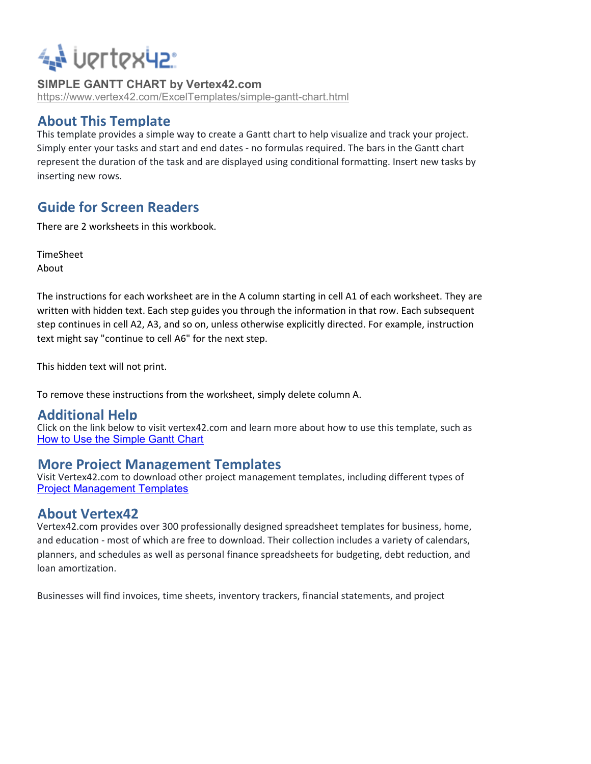**SIMPLE GANTT CHART by Vertex42.com**
https://www.vertex42.com/ExcelTemplates/simple-gantt-chart.html

## About This Template

This template provides a simple way to create a Gantt chart to help visualize and track your project. Simply enter your tasks and start and end dates - no formulas required. The bars in the Gantt chart represent the duration of the task and are displayed using conditional formatting. Insert new tasks by inserting new rows.

## Guide for Screen Readers

There are 2 worksheets in this workbook.

TimeSheet
About

The instructions for each worksheet are in the A column starting in cell A1 of each worksheet. They are written with hidden text. Each step guides you through the information in that row. Each subsequent step continues in cell A2, A3, and so on, unless otherwise explicitly directed. For example, instruction text might say "continue to cell A6" for the next step.

This hidden text will not print.

To remove these instructions from the worksheet, simply delete column A.

## Additional Help

Click on the link below to visit vertex42.com and learn more about how to use this template, such as
How to Use the Simple Gantt Chart

## More Project Management Templates

Visit Vertex42.com to download other project management templates, including different types of
Project Management Templates

## About Vertex42

Vertex42.com provides over 300 professionally designed spreadsheet templates for business, home, and education - most of which are free to download. Their collection includes a variety of calendars, planners, and schedules as well as personal finance spreadsheets for budgeting, debt reduction, and loan amortization.

Businesses will find invoices, time sheets, inventory trackers, financial statements, and project